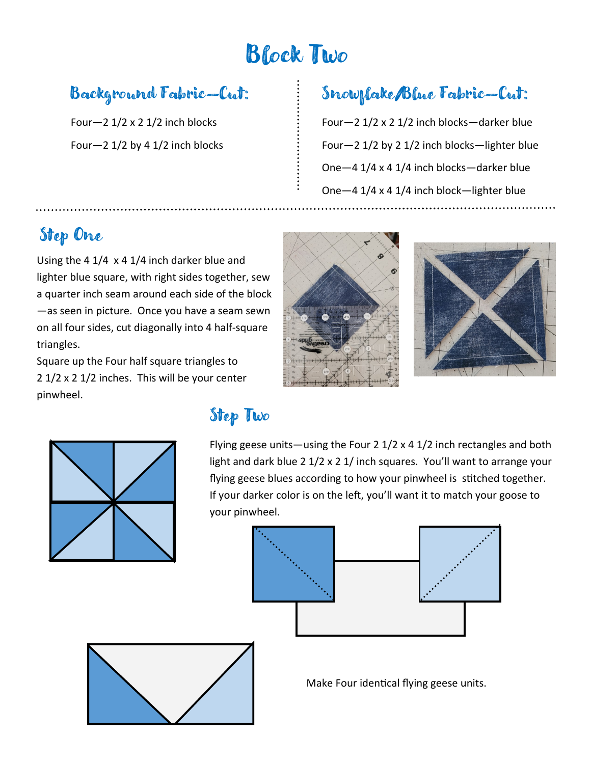# Block Two

## Background Fabric—Cut:

Four—2 1/2 x 2 1/2 inch blocks

Four—2 1/2 by 4 1/2 inch blocks

## Snowflake/Blue Fabric—Cut:

Four—2 1/2 x 2 1/2 inch blocks—darker blue

Four—2 1/2 by 2 1/2 inch blocks—lighter blue

One—4 1/4 x 4 1/4 inch blocks—darker blue

One—4 1/4 x 4 1/4 inch block—lighter blue

## Step One

Using the 4 1/4  x 4 1/4 inch darker blue and lighter blue square, with right sides together, sew a quarter inch seam around each side of the block—as seen in picture. Once you have a seam sewn on all four sides, cut diagonally into 4 half-square triangles.

Square up the Four half square triangles to 2 1/2 x 2 1/2 inches. This will be your center pinwheel.

## Step Two

Flying geese units—using the Four 2 1/2 x 4 1/2 inch rectangles and both light and dark blue 2 1/2 x 2 1/ inch squares. You'll want to arrange your flying geese blues according to how your pinwheel is stitched together. If your darker color is on the left, you'll want it to match your goose to your pinwheel.

Make Four identical flying geese units.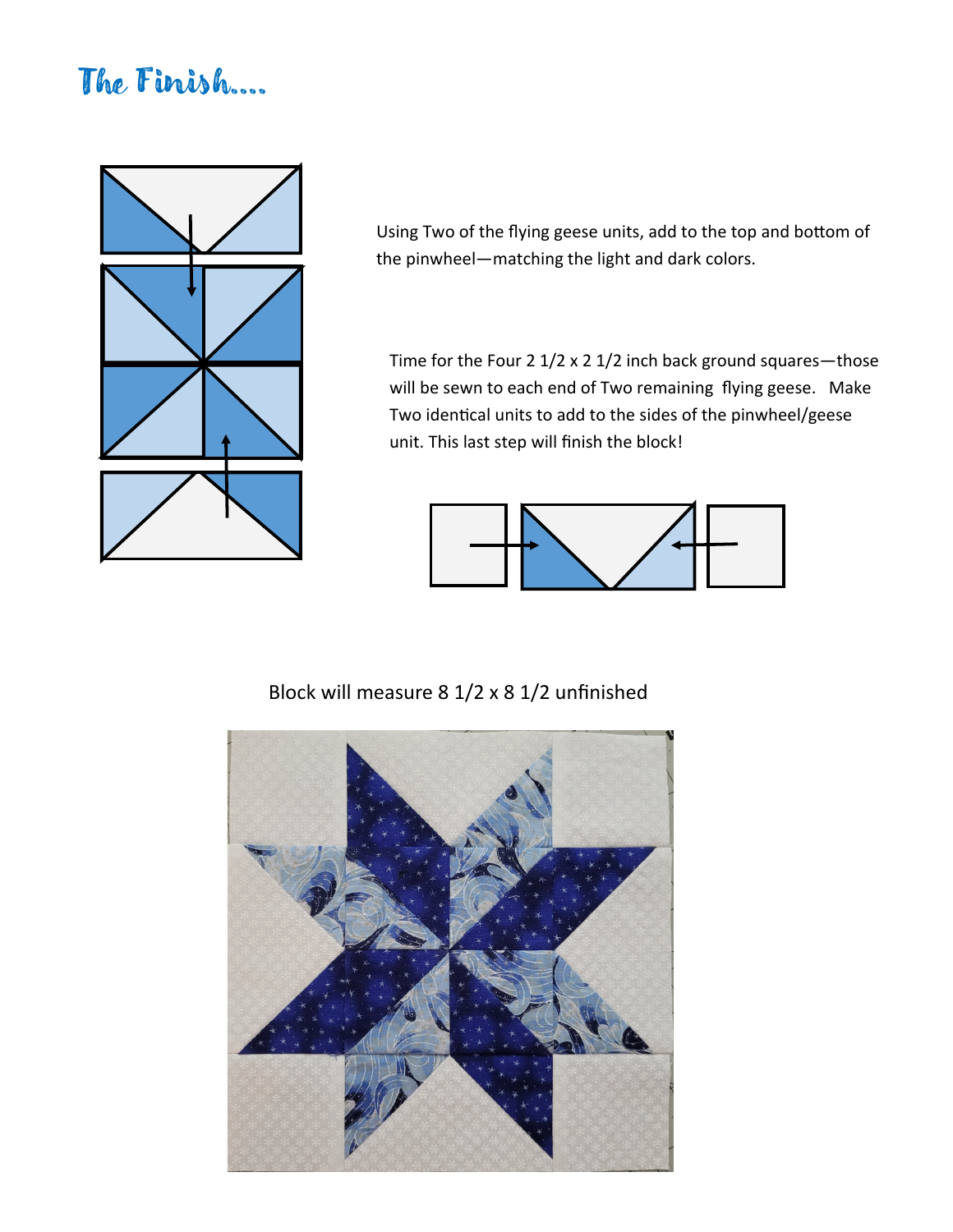# The Finish....

Using Two of the flying geese units, add to the top and bottom of the pinwheel—matching the light and dark colors.

Time for the Four 2 1/2 x 2 1/2 inch back ground squares—those will be sewn to each end of Two remaining flying geese. Make Two identical units to add to the sides of the pinwheel/geese unit. This last step will finish the block!

Block will measure 8 1/2 x 8 1/2 unfinished